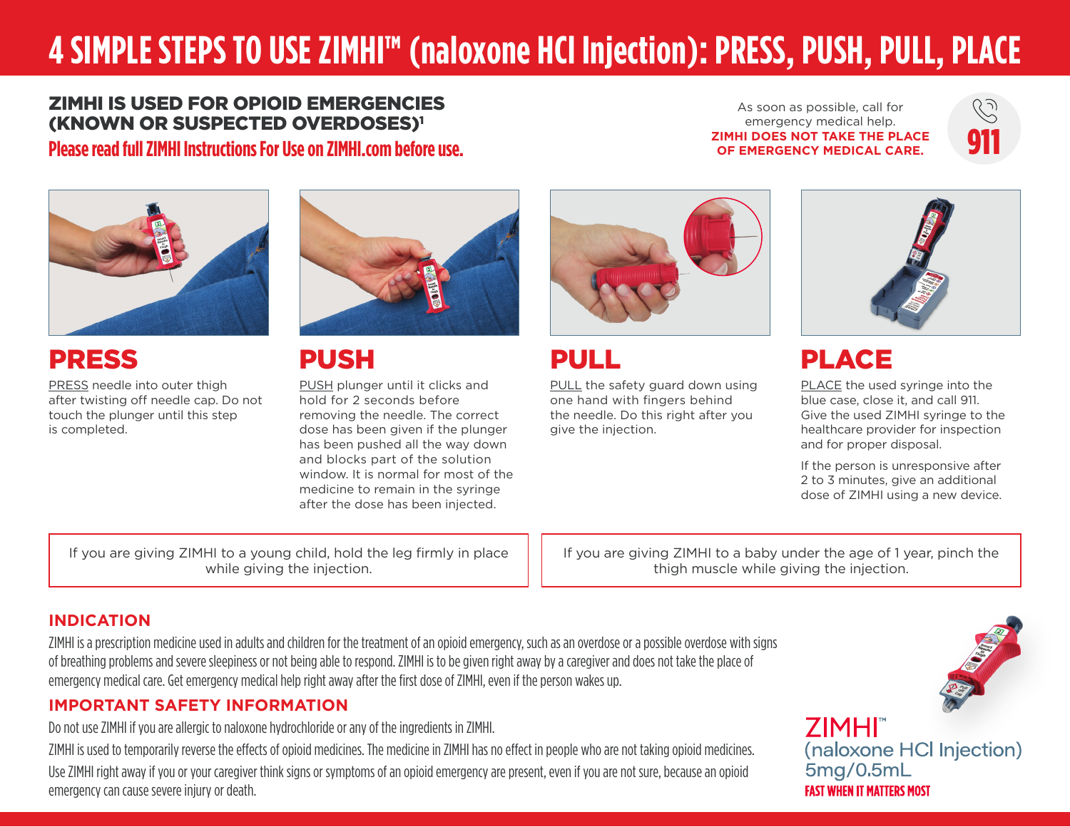# 4 SIMPLE STEPS TO USE ZIMHI™ (naloxone HCl Injection): PRESS, PUSH, PULL, PLACE

## ZIMHI IS USED FOR OPIOID EMERGENCIES (KNOWN OR SUSPECTED OVERDOSES)[1]

**Please read full ZIMHI Instructions For Use on ZIMHI.com before use.**

As soon as possible, call for emergency medical help.
**ZIMHI DOES NOT TAKE THE PLACE OF EMERGENCY MEDICAL CARE.**

**911**

## PRESS

PRESS needle into outer thigh after twisting off needle cap. Do not touch the plunger until this step is completed.

## PUSH

PUSH plunger until it clicks and hold for 2 seconds before removing the needle. The correct dose has been given if the plunger has been pushed all the way down and blocks part of the solution window. It is normal for most of the medicine to remain in the syringe after the dose has been injected.

## PULL

PULL the safety guard down using one hand with fingers behind the needle. Do this right after you give the injection.

## PLACE

PLACE the used syringe into the blue case, close it, and call 911. Give the used ZIMHI syringe to the healthcare provider for inspection and for proper disposal.

If the person is unresponsive after 2 to 3 minutes, give an additional dose of ZIMHI using a new device.

If you are giving ZIMHI to a young child, hold the leg firmly in place while giving the injection.

If you are giving ZIMHI to a baby under the age of 1 year, pinch the thigh muscle while giving the injection.

## INDICATION

ZIMHI is a prescription medicine used in adults and children for the treatment of an opioid emergency, such as an overdose or a possible overdose with signs of breathing problems and severe sleepiness or not being able to respond. ZIMHI is to be given right away by a caregiver and does not take the place of emergency medical care. Get emergency medical help right away after the first dose of ZIMHI, even if the person wakes up.

## IMPORTANT SAFETY INFORMATION

Do not use ZIMHI if you are allergic to naloxone hydrochloride or any of the ingredients in ZIMHI.

ZIMHI is used to temporarily reverse the effects of opioid medicines. The medicine in ZIMHI has no effect in people who are not taking opioid medicines.

Use ZIMHI right away if you or your caregiver think signs or symptoms of an opioid emergency are present, even if you are not sure, because an opioid emergency can cause severe injury or death.

ZIMHI™
(naloxone HCl Injection)
5mg/0.5mL
**FAST WHEN IT MATTERS MOST**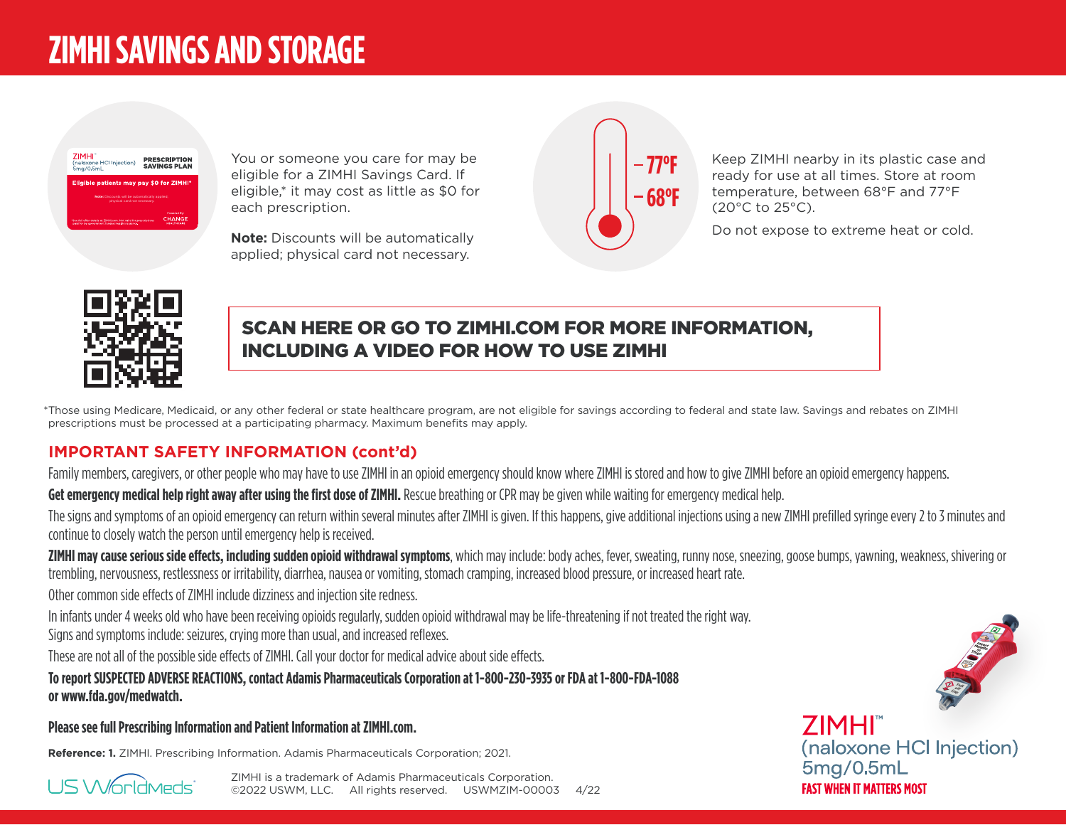# ZIMHI SAVINGS AND STORAGE

You or someone you care for may be eligible for a ZIMHI Savings Card. If eligible,* it may cost as little as $0 for each prescription.

**Note:** Discounts will be automatically applied; physical card not necessary.

77ºF
68ºF

Keep ZIMHI nearby in its plastic case and ready for use at all times. Store at room temperature, between 68°F and 77°F (20°C to 25°C).

Do not expose to extreme heat or cold.

**SCAN HERE OR GO TO ZIMHI.COM FOR MORE INFORMATION, INCLUDING A VIDEO FOR HOW TO USE ZIMHI**

*Those using Medicare, Medicaid, or any other federal or state healthcare program, are not eligible for savings according to federal and state law. Savings and rebates on ZIMHI prescriptions must be processed at a participating pharmacy. Maximum benefits may apply.

## IMPORTANT SAFETY INFORMATION (cont'd)

Family members, caregivers, or other people who may have to use ZIMHI in an opioid emergency should know where ZIMHI is stored and how to give ZIMHI before an opioid emergency happens.

**Get emergency medical help right away after using the first dose of ZIMHI.** Rescue breathing or CPR may be given while waiting for emergency medical help.

The signs and symptoms of an opioid emergency can return within several minutes after ZIMHI is given. If this happens, give additional injections using a new ZIMHI prefilled syringe every 2 to 3 minutes and continue to closely watch the person until emergency help is received.

**ZIMHI may cause serious side effects, including sudden opioid withdrawal symptoms**, which may include: body aches, fever, sweating, runny nose, sneezing, goose bumps, yawning, weakness, shivering or trembling, nervousness, restlessness or irritability, diarrhea, nausea or vomiting, stomach cramping, increased blood pressure, or increased heart rate.

Other common side effects of ZIMHI include dizziness and injection site redness.

In infants under 4 weeks old who have been receiving opioids regularly, sudden opioid withdrawal may be life-threatening if not treated the right way.
Signs and symptoms include: seizures, crying more than usual, and increased reflexes.

These are not all of the possible side effects of ZIMHI. Call your doctor for medical advice about side effects.

**To report SUSPECTED ADVERSE REACTIONS, contact Adamis Pharmaceuticals Corporation at 1-800-230-3935 or FDA at 1-800-FDA-1088 or www.fda.gov/medwatch.**

**Please see full Prescribing Information and Patient Information at ZIMHI.com.**

**Reference: 1.** ZIMHI. Prescribing Information. Adamis Pharmaceuticals Corporation; 2021.

US WorldMeds

ZIMHI is a trademark of Adamis Pharmaceuticals Corporation.
©2022 USWM, LLC. All rights reserved. USWMZIM-00003 4/22

ZIMHI™
(naloxone HCl Injection)
5mg/0.5mL
**FAST WHEN IT MATTERS MOST**